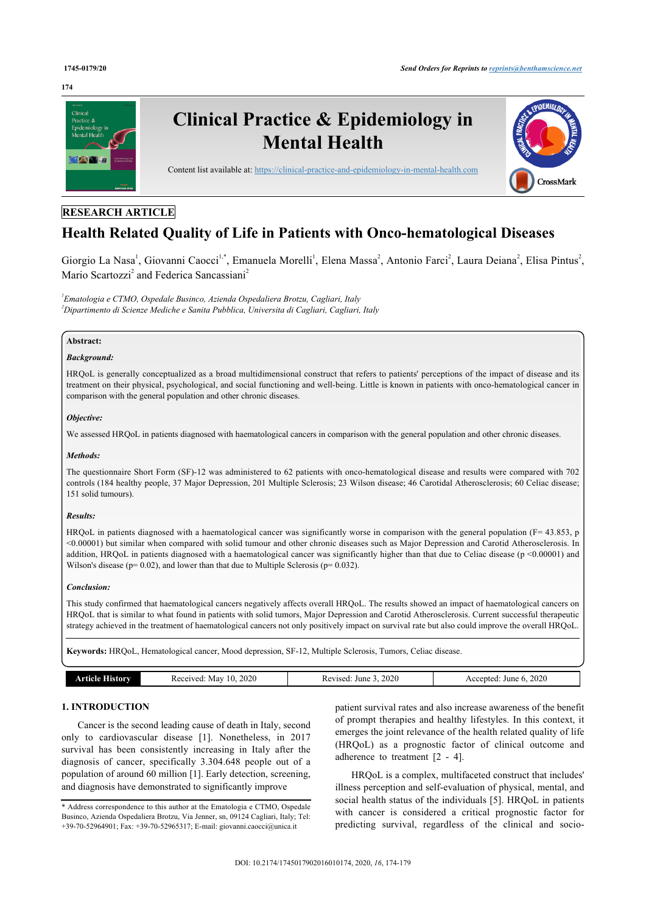RESEARCH ARTICLE

# Health Related Quality of Life in Patients with Onco-hematological Diseases

Giorgio La Nasa[1], Giovanni Caocci[1,*], Emanuela Morelli[1], Elena Massa[2], Antonio Farci[2], Laura Deiana[2], Elisa Pintus[2], Mario Scartozzi[2] and Federica Sancassiani[2]

[1]Ematologia e CTMO, Ospedale Businco, Azienda Ospedaliera Brotzu, Cagliari, Italy
[2]Dipartimento di Scienze Mediche e Sanita Pubblica, Universita di Cagliari, Cagliari, Italy

**Abstract:**

***Background:***

HRQoL is generally conceptualized as a broad multidimensional construct that refers to patients' perceptions of the impact of disease and its treatment on their physical, psychological, and social functioning and well-being. Little is known in patients with onco-hematological cancer in comparison with the general population and other chronic diseases.

***Objective:***

We assessed HRQoL in patients diagnosed with haematological cancers in comparison with the general population and other chronic diseases.

***Methods:***

The questionnaire Short Form (SF)-12 was administered to 62 patients with onco-hematological disease and results were compared with 702 controls (184 healthy people, 37 Major Depression, 201 Multiple Sclerosis; 23 Wilson disease; 46 Carotidal Atherosclerosis; 60 Celiac disease; 151 solid tumours).

***Results:***

HRQoL in patients diagnosed with a haematological cancer was significantly worse in comparison with the general population ($F= 43.853$, $p <0.00001$) but similar when compared with solid tumour and other chronic diseases such as Major Depression and Carotid Atherosclerosis. In addition, HRQoL in patients diagnosed with a haematological cancer was significantly higher than that due to Celiac disease ($p <0.00001$) and Wilson's disease ($p= 0.02$), and lower than that due to Multiple Sclerosis ($p= 0.032$).

***Conclusion:***

This study confirmed that haematological cancers negatively affects overall HRQoL. The results showed an impact of haematological cancers on HRQoL that is similar to what found in patients with solid tumors, Major Depression and Carotid Atherosclerosis. Current successful therapeutic strategy achieved in the treatment of haematological cancers not only positively impact on survival rate but also could improve the overall HRQoL.

**Keywords:** HRQoL, Hematological cancer, Mood depression, SF-12, Multiple Sclerosis, Tumors, Celiac disease.

| Article History | Received: May 10, 2020 | Revised: June 3, 2020 | Accepted: June 6, 2020 |
|---|---|---|---|

## 1. INTRODUCTION

Cancer is the second leading cause of death in Italy, second only to cardiovascular disease [1]. Nonetheless, in 2017 survival has been consistently increasing in Italy after the diagnosis of cancer, specifically 3.304.648 people out of a population of around 60 million [1]. Early detection, screening, and diagnosis have demonstrated to significantly improve patient survival rates and also increase awareness of the benefit of prompt therapies and healthy lifestyles. In this context, it emerges the joint relevance of the health related quality of life (HRQoL) as a prognostic factor of clinical outcome and adherence to treatment [2 - 4].

HRQoL is a complex, multifaceted construct that includes' illness perception and self-evaluation of physical, mental, and social health status of the individuals [5]. HRQoL in patients with cancer is considered a critical prognostic factor for predicting survival, regardless of the clinical and socio-

\* Address correspondence to this author at the Ematologia e CTMO, Ospedale Businco, Azienda Ospedaliera Brotzu, Via Jenner, sn, 09124 Cagliari, Italy; Tel: +39-70-52964901; Fax: +39-70-52965317; E-mail: giovanni.caocci@unica.it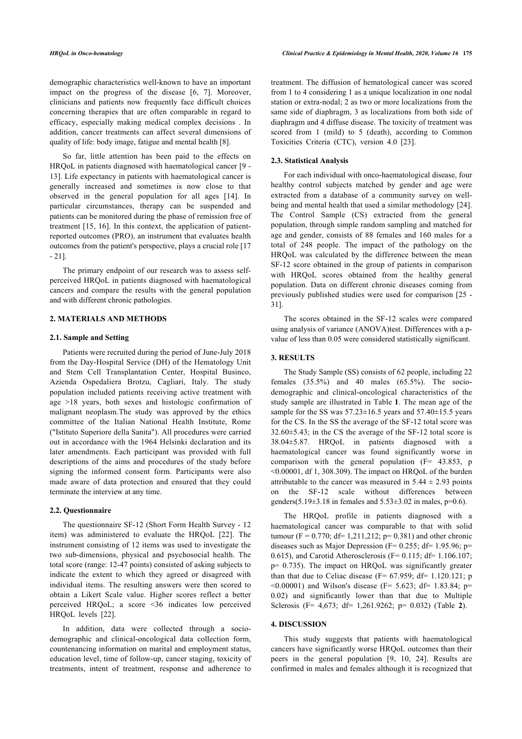demographic characteristics well-known to have an important impact on the progress of the disease [6, 7]. Moreover, clinicians and patients now frequently face difficult choices concerning therapies that are often comparable in regard to efficacy, especially making medical complex decisions . In addition, cancer treatments can affect several dimensions of quality of life: body image, fatigue and mental health [8].

So far, little attention has been paid to the effects on HRQoL in patients diagnosed with haematological cancer [9 - 13]. Life expectancy in patients with haematological cancer is generally increased and sometimes is now close to that observed in the general population for all ages [14]. In particular circumstances, therapy can be suspended and patients can be monitored during the phase of remission free of treatment [15, 16]. In this context, the application of patient-reported outcomes (PRO), an instrument that evaluates health outcomes from the patient's perspective, plays a crucial role [17 - 21].

The primary endpoint of our research was to assess self-perceived HRQoL in patients diagnosed with haematological cancers and compare the results with the general population and with different chronic pathologies.

## 2. MATERIALS AND METHODS

### 2.1. Sample and Setting

Patients were recruited during the period of June-July 2018 from the Day-Hospital Service (DH) of the Hematology Unit and Stem Cell Transplantation Center, Hospital Businco, Azienda Ospedaliera Brotzu, Cagliari, Italy. The study population included patients receiving active treatment with age >18 years, both sexes and histologic confirmation of malignant neoplasm.The study was approved by the ethics committee of the Italian National Health Institute, Rome ("Istituto Superiore della Sanita"). All procedures were carried out in accordance with the 1964 Helsinki declaration and its later amendments. Each participant was provided with full descriptions of the aims and procedures of the study before signing the informed consent form. Participants were also made aware of data protection and ensured that they could terminate the interview at any time.

### 2.2. Questionnaire

The questionnaire SF-12 (Short Form Health Survey - 12 item) was administered to evaluate the HRQoL [22]. The instrument consisting of 12 items was used to investigate the two sub-dimensions, physical and psychosocial health. The total score (range: 12-47 points) consisted of asking subjects to indicate the extent to which they agreed or disagreed with individual items. The resulting answers were then scored to obtain a Likert Scale value. Higher scores reflect a better perceived HRQoL; a score <36 indicates low perceived HRQoL levels [22].

In addition, data were collected through a socio-demographic and clinical-oncological data collection form, countenancing information on marital and employment status, education level, time of follow-up, cancer staging, toxicity of treatments, intent of treatment, response and adherence to treatment. The diffusion of hematological cancer was scored from 1 to 4 considering 1 as a unique localization in one nodal station or extra-nodal; 2 as two or more localizations from the same side of diaphragm, 3 as localizations from both side of diaphragm and 4 diffuse disease. The toxicity of treatment was scored from 1 (mild) to 5 (death), according to Common Toxicities Criteria (CTC), version 4.0 [23].

### 2.3. Statistical Analysis

For each individual with onco-haematological disease, four healthy control subjects matched by gender and age were extracted from a database of a community survey on well-being and mental health that used a similar methodology [24]. The Control Sample (CS) extracted from the general population, through simple random sampling and matched for age and gender, consists of 88 females and 160 males for a total of 248 people. The impact of the pathology on the HRQoL was calculated by the difference between the mean SF-12 score obtained in the group of patients in comparison with HRQoL scores obtained from the healthy general population. Data on different chronic diseases coming from previously published studies were used for comparison [25 - 31].

The scores obtained in the SF-12 scales were compared using analysis of variance (ANOVA)test. Differences with a p-value of less than 0.05 were considered statistically significant.

## 3. RESULTS

The Study Sample (SS) consists of 62 people, including 22 females (35.5%) and 40 males (65.5%). The socio-demographic and clinical-oncological characteristics of the study sample are illustrated in Table **1**. The mean age of the sample for the SS was 57.23±16.5 years and 57.40±15.5 years for the CS. In the SS the average of the SF-12 total score was 32.60±5.43; in the CS the average of the SF-12 total score is 38.04±5.87. HRQoL in patients diagnosed with a haematological cancer was found significantly worse in comparison with the general population (F= 43.853, p <0.00001, df 1, 308.309). The impact on HRQoL of the burden attributable to the cancer was measured in 5.44 ± 2.93 points on the SF-12 scale without differences between genders(5.19±3.18 in females and 5.53±3.02 in males, p=0.6).

The HRQoL profile in patients diagnosed with a haematological cancer was comparable to that with solid tumour (F = 0.770; df= 1,211,212; p= 0.381) and other chronic diseases such as Major Depression (F= 0.255; df= 1.95.96; p= 0.615), and Carotid Atherosclerosis (F= 0.115; df= 1.106.107; p= 0.735). The impact on HRQoL was significantly greater than that due to Celiac disease (F= 67.959; df= 1.120.121; p <0.00001) and Wilson's disease (F= 5.623; df= 1.83.84; p= 0.02) and significantly lower than that due to Multiple Sclerosis (F= 4,673; df= 1,261.9262; p= 0.032) (Table **2**).

## 4. DISCUSSION

This study suggests that patients with haematological cancers have significantly worse HRQoL outcomes than their peers in the general population [9, 10, 24]. Results are confirmed in males and females although it is recognized that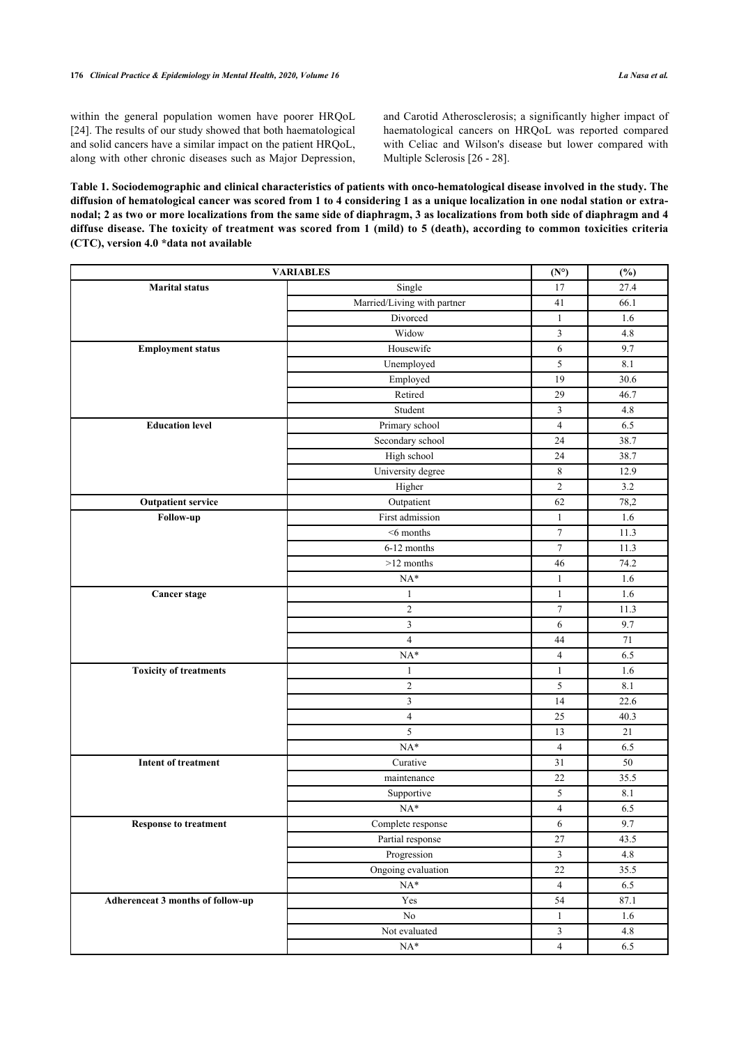within the general population women have poorer HRQoL [24]. The results of our study showed that both haematological and solid cancers have a similar impact on the patient HRQoL, along with other chronic diseases such as Major Depression, and Carotid Atherosclerosis; a significantly higher impact of haematological cancers on HRQoL was reported compared with Celiac and Wilson's disease but lower compared with Multiple Sclerosis [26 - 28].

**Table 1. Sociodemographic and clinical characteristics of patients with onco-hematological disease involved in the study. The diffusion of hematological cancer was scored from 1 to 4 considering 1 as a unique localization in one nodal station or extra-nodal; 2 as two or more localizations from the same side of diaphragm, 3 as localizations from both side of diaphragm and 4 diffuse disease. The toxicity of treatment was scored from 1 (mild) to 5 (death), according to common toxicities criteria (CTC), version 4.0 *data not available**

| VARIABLES | | (N°) | (%) |
|---|---|---|---|
| **Marital status** | Single | 17 | 27.4 |
| | Married/Living with partner | 41 | 66.1 |
| | Divorced | 1 | 1.6 |
| | Widow | 3 | 4.8 |
| **Employment status** | Housewife | 6 | 9.7 |
| | Unemployed | 5 | 8.1 |
| | Employed | 19 | 30.6 |
| | Retired | 29 | 46.7 |
| | Student | 3 | 4.8 |
| **Education level** | Primary school | 4 | 6.5 |
| | Secondary school | 24 | 38.7 |
| | High school | 24 | 38.7 |
| | University degree | 8 | 12.9 |
| | Higher | 2 | 3.2 |
| **Outpatient service** | Outpatient | 62 | 78,2 |
| **Follow-up** | First admission | 1 | 1.6 |
| | <6 months | 7 | 11.3 |
| | 6-12 months | 7 | 11.3 |
| | >12 months | 46 | 74.2 |
| | NA* | 1 | 1.6 |
| **Cancer stage** | 1 | 1 | 1.6 |
| | 2 | 7 | 11.3 |
| | 3 | 6 | 9.7 |
| | 4 | 44 | 71 |
| | NA* | 4 | 6.5 |
| **Toxicity of treatments** | 1 | 1 | 1.6 |
| | 2 | 5 | 8.1 |
| | 3 | 14 | 22.6 |
| | 4 | 25 | 40.3 |
| | 5 | 13 | 21 |
| | NA* | 4 | 6.5 |
| **Intent of treatment** | Curative | 31 | 50 |
| | maintenance | 22 | 35.5 |
| | Supportive | 5 | 8.1 |
| | NA* | 4 | 6.5 |
| **Response to treatment** | Complete response | 6 | 9.7 |
| | Partial response | 27 | 43.5 |
| | Progression | 3 | 4.8 |
| | Ongoing evaluation | 22 | 35.5 |
| | NA* | 4 | 6.5 |
| **Adherenceat 3 months of follow-up** | Yes | 54 | 87.1 |
| | No | 1 | 1.6 |
| | Not evaluated | 3 | 4.8 |
| | NA* | 4 | 6.5 |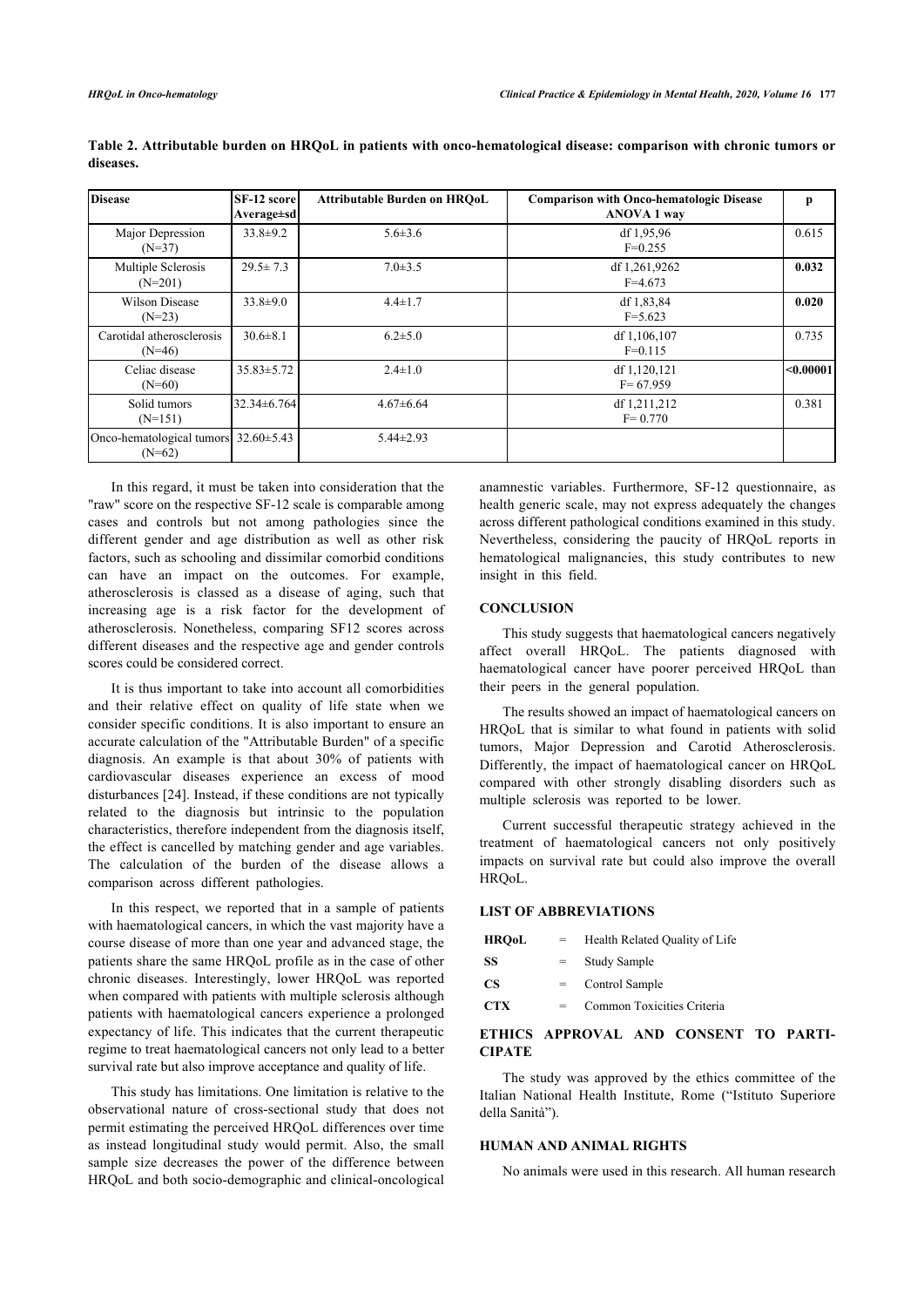**Table 2. Attributable burden on HRQoL in patients with onco-hematological disease: comparison with chronic tumors or diseases.**

| Disease | SF-12 score Average±sd | Attributable Burden on HRQoL | Comparison with Onco-hematologic Disease ANOVA 1 way | p |
|---|---|---|---|---|
| Major Depression (N=37) | 33.8±9.2 | 5.6±3.6 | df 1,95,96 F=0.255 | 0.615 |
| Multiple Sclerosis (N=201) | 29.5± 7.3 | 7.0±3.5 | df 1,261,9262 F=4.673 | **0.032** |
| Wilson Disease (N=23) | 33.8±9.0 | 4.4±1.7 | df 1,83,84 F=5.623 | **0.020** |
| Carotidal atherosclerosis (N=46) | 30.6±8.1 | 6.2±5.0 | df 1,106,107 F=0.115 | 0.735 |
| Celiac disease (N=60) | 35.83±5.72 | 2.4±1.0 | df 1,120,121 F= 67.959 | **<0.00001** |
| Solid tumors (N=151) | 32.34±6.764 | 4.67±6.64 | df 1,211,212 F= 0.770 | 0.381 |
| Onco-hematological tumors (N=62) | 32.60±5.43 | 5.44±2.93 | | |

In this regard, it must be taken into consideration that the "raw" score on the respective SF-12 scale is comparable among cases and controls but not among pathologies since the different gender and age distribution as well as other risk factors, such as schooling and dissimilar comorbid conditions can have an impact on the outcomes. For example, atherosclerosis is classed as a disease of aging, such that increasing age is a risk factor for the development of atherosclerosis. Nonetheless, comparing SF12 scores across different diseases and the respective age and gender controls scores could be considered correct.

It is thus important to take into account all comorbidities and their relative effect on quality of life state when we consider specific conditions. It is also important to ensure an accurate calculation of the "Attributable Burden" of a specific diagnosis. An example is that about 30% of patients with cardiovascular diseases experience an excess of mood disturbances [24]. Instead, if these conditions are not typically related to the diagnosis but intrinsic to the population characteristics, therefore independent from the diagnosis itself, the effect is cancelled by matching gender and age variables. The calculation of the burden of the disease allows a comparison across different pathologies.

In this respect, we reported that in a sample of patients with haematological cancers, in which the vast majority have a course disease of more than one year and advanced stage, the patients share the same HRQoL profile as in the case of other chronic diseases. Interestingly, lower HRQoL was reported when compared with patients with multiple sclerosis although patients with haematological cancers experience a prolonged expectancy of life. This indicates that the current therapeutic regime to treat haematological cancers not only lead to a better survival rate but also improve acceptance and quality of life.

This study has limitations. One limitation is relative to the observational nature of cross-sectional study that does not permit estimating the perceived HRQoL differences over time as instead longitudinal study would permit. Also, the small sample size decreases the power of the difference between HRQoL and both socio-demographic and clinical-oncological anamnestic variables. Furthermore, SF-12 questionnaire, as health generic scale, may not express adequately the changes across different pathological conditions examined in this study. Nevertheless, considering the paucity of HRQoL reports in hematological malignancies, this study contributes to new insight in this field.

## CONCLUSION

This study suggests that haematological cancers negatively affect overall HRQoL. The patients diagnosed with haematological cancer have poorer perceived HRQoL than their peers in the general population.

The results showed an impact of haematological cancers on HRQoL that is similar to what found in patients with solid tumors, Major Depression and Carotid Atherosclerosis. Differently, the impact of haematological cancer on HRQoL compared with other strongly disabling disorders such as multiple sclerosis was reported to be lower.

Current successful therapeutic strategy achieved in the treatment of haematological cancers not only positively impacts on survival rate but could also improve the overall HRQoL.

## LIST OF ABBREVIATIONS

| | | |
|---|---|---|
| **HRQoL** | = | Health Related Quality of Life |
| **SS** | = | Study Sample |
| **CS** | = | Control Sample |
| **CTX** | = | Common Toxicities Criteria |

## ETHICS APPROVAL AND CONSENT TO PARTICIPATE

The study was approved by the ethics committee of the Italian National Health Institute, Rome ("Istituto Superiore della Sanità").

## HUMAN AND ANIMAL RIGHTS

No animals were used in this research. All human research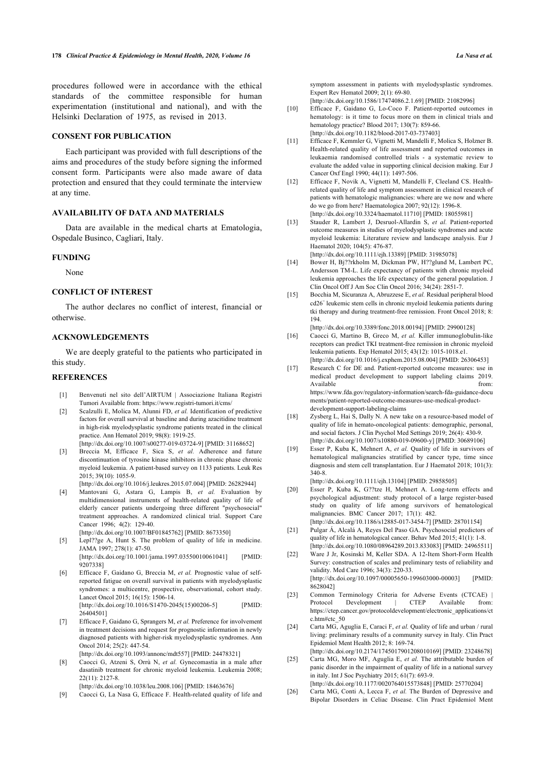procedures followed were in accordance with the ethical standards of the committee responsible for human experimentation (institutional and national), and with the Helsinki Declaration of 1975, as revised in 2013.

## CONSENT FOR PUBLICATION

Each participant was provided with full descriptions of the aims and procedures of the study before signing the informed consent form. Participants were also made aware of data protection and ensured that they could terminate the interview at any time.

## AVAILABILITY OF DATA AND MATERIALS

Data are available in the medical charts at Ematologia, Ospedale Businco, Cagliari, Italy.

## FUNDING

None

## CONFLICT OF INTEREST

The author declares no conflict of interest, financial or otherwise.

## ACKNOWLEDGEMENTS

We are deeply grateful to the patients who participated in this study.

## REFERENCES

[1] Benvenuti nel sito dell'AIRTUM | Associazione Italiana Registri Tumori Available from: https://www.registri-tumori.it/cms/

[2] Scalzulli E, Molica M, Alunni FD, *et al.* Identification of predictive factors for overall survival at baseline and during azacitidine treatment in high-risk myelodysplastic syndrome patients treated in the clinical practice. Ann Hematol 2019; 98(8): 1919-25. [http://dx.doi.org/10.1007/s00277-019-03724-9] [PMID: 31168652]

[3] Breccia M, Efficace F, Sica S, *et al.* Adherence and future discontinuation of tyrosine kinase inhibitors in chronic phase chronic myeloid leukemia. A patient-based survey on 1133 patients. Leuk Res 2015; 39(10): 1055-9. [http://dx.doi.org/10.1016/j.leukres.2015.07.004] [PMID: 26282944]

[4] Mantovani G, Astara G, Lampis B, *et al.* Evaluation by multidimensional instruments of health-related quality of life of elderly cancer patients undergoing three different "psychosocial" treatment approaches. A randomized clinical trial. Support Care Cancer 1996; 4(2): 129-40. [http://dx.doi.org/10.1007/BF01845762] [PMID: 8673350]

[5] Lepl??ge A, Hunt S. The problem of quality of life in medicine. JAMA 1997; 278(1): 47-50. [http://dx.doi.org/10.1001/jama.1997.03550010061041] [PMID: 9207338]

[6] Efficace F, Gaidano G, Breccia M, *et al.* Prognostic value of self-reported fatigue on overall survival in patients with myelodysplastic syndromes: a multicentre, prospective, observational, cohort study. Lancet Oncol 2015; 16(15): 1506-14. [http://dx.doi.org/10.1016/S1470-2045(15)00206-5] [PMID: 26404501]

[7] Efficace F, Gaidano G, Sprangers M, *et al.* Preference for involvement in treatment decisions and request for prognostic information in newly diagnosed patients with higher-risk myelodysplastic syndromes. Ann Oncol 2014; 25(2): 447-54. [http://dx.doi.org/10.1093/annonc/mdt557] [PMID: 24478321]

[8] Caocci G, Atzeni S, Orrù N, *et al.* Gynecomastia in a male after dasatinib treatment for chronic myeloid leukemia. Leukemia 2008; 22(11): 2127-8. [http://dx.doi.org/10.1038/leu.2008.106] [PMID: 18463676]

[9] Caocci G, La Nasa G, Efficace F. Health-related quality of life and symptom assessment in patients with myelodysplastic syndromes. Expert Rev Hematol 2009; 2(1): 69-80. [http://dx.doi.org/10.1586/17474086.2.1.69] [PMID: 21082996]

[10] Efficace F, Gaidano G, Lo-Coco F. Patient-reported outcomes in hematology: is it time to focus more on them in clinical trials and hematology practice? Blood 2017; 130(7): 859-66. [http://dx.doi.org/10.1182/blood-2017-03-737403]

[11] Efficace F, Kemmler G, Vignetti M, Mandelli F, Molica S, Holzner B. Health-related quality of life assessment and reported outcomes in leukaemia randomised controlled trials - a systematic review to evaluate the added value in supporting clinical decision making. Eur J Cancer Oxf Engl 1990; 44(11): 1497-506.

[12] Efficace F, Novik A, Vignetti M, Mandelli F, Cleeland CS. Health-related quality of life and symptom assessment in clinical research of patients with hematologic malignancies: where are we now and where do we go from here? Haematologica 2007; 92(12): 1596-8. [http://dx.doi.org/10.3324/haematol.11710] [PMID: 18055981]

[13] Stauder R, Lambert J, Desruol-Allardin S, *et al.* Patient-reported outcome measures in studies of myelodysplastic syndromes and acute myeloid leukemia: Literature review and landscape analysis. Eur J Haematol 2020; 104(5): 476-87. [http://dx.doi.org/10.1111/ejh.13389] [PMID: 31985078]

[14] Bower H, Bj??rkholm M, Dickman PW, H??glund M, Lambert PC, Andersson TM-L. Life expectancy of patients with chronic myeloid leukemia approaches the life expectancy of the general population. J Clin Oncol Off J Am Soc Clin Oncol 2016; 34(24): 2851-7.

[15] Bocchia M, Sicuranza A, Abruzzese E, *et al.* Residual peripheral blood cd26+ leukemic stem cells in chronic myeloid leukemia patients during tki therapy and during treatment-free remission. Front Oncol 2018; 8: 194. [http://dx.doi.org/10.3389/fonc.2018.00194] [PMID: 29900128]

[16] Caocci G, Martino B, Greco M, *et al.* Killer immunoglobulin-like receptors can predict TKI treatment-free remission in chronic myeloid leukemia patients. Exp Hematol 2015; 43(12): 1015-1018.e1. [http://dx.doi.org/10.1016/j.exphem.2015.08.004] [PMID: 26306453]

[17] Research C for DE and. Patient-reported outcome measures: use in medical product development to support labeling claims 2019. Available from: https://www.fda.gov/regulatory-information/search-fda-guidance-documents/patient-reported-outcome-measures-use-medical-product-development-support-labeling-claims

[18] Zysberg L, Hai S, Dally N. A new take on a resource-based model of quality of life in hemato-oncological patients: demographic, personal, and social factors. J Clin Psychol Med Settings 2019; 26(4): 430-9. [http://dx.doi.org/10.1007/s10880-019-09600-y] [PMID: 30689106]

[19] Esser P, Kuba K, Mehnert A, *et al.* Quality of life in survivors of hematological malignancies stratified by cancer type, time since diagnosis and stem cell transplantation. Eur J Haematol 2018; 101(3): 340-8. [http://dx.doi.org/10.1111/ejh.13104] [PMID: 29858505]

[20] Esser P, Kuba K, G??tze H, Mehnert A. Long-term effects and psychological adjustment: study protocol of a large register-based study on quality of life among survivors of hematological malignancies. BMC Cancer 2017; 17(1): 482. [http://dx.doi.org/10.1186/s12885-017-3454-7] [PMID: 28701154]

[21] Pulgar Á, Alcalá A, Reyes Del Paso GA. Psychosocial predictors of quality of life in hematological cancer. Behav Med 2015; 41(1): 1-8. [http://dx.doi.org/10.1080/08964289.2013.833083] [PMID: 24965511]

[22] Ware J Jr, Kosinski M, Keller SDA. A 12-Item Short-Form Health Survey: construction of scales and preliminary tests of reliability and validity. Med Care 1996; 34(3): 220-33. [http://dx.doi.org/10.1097/00005650-199603000-00003] [PMID: 8628042]

[23] Common Terminology Criteria for Adverse Events (CTCAE) | Protocol Development | CTEP Available from: https://ctep.cancer.gov/protocoldevelopment/electronic_applications/ctc.htm#ctc_50

[24] Carta MG, Aguglia E, Caraci F, *et al.* Quality of life and urban / rural living: preliminary results of a community survey in Italy. Clin Pract Epidemiol Ment Health 2012; 8: 169-74. [http://dx.doi.org/10.2174/1745017901208010169] [PMID: 23248678]

[25] Carta MG, Moro MF, Aguglia E, *et al.* The attributable burden of panic disorder in the impairment of quality of life in a national survey in italy. Int J Soc Psychiatry 2015; 61(7): 693-9. [http://dx.doi.org/10.1177/0020764015573848] [PMID: 25770204]

[26] Carta MG, Conti A, Lecca F, *et al.* The Burden of Depressive and Bipolar Disorders in Celiac Disease. Clin Pract Epidemiol Ment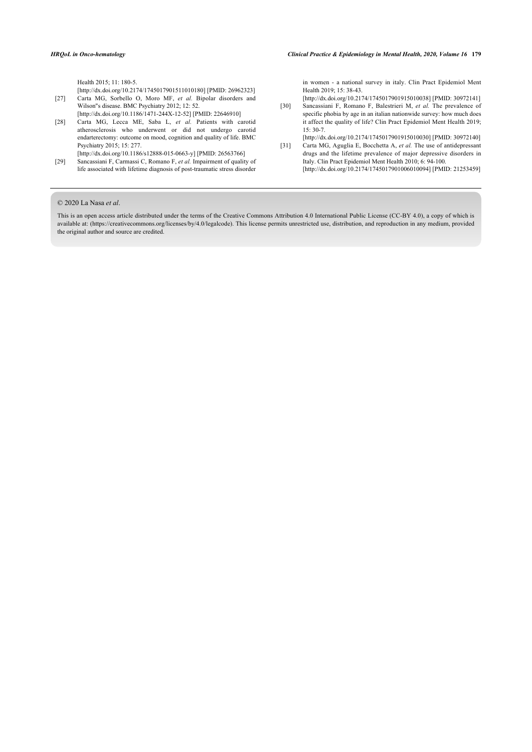Health 2015; 11: 180-5.
[http://dx.doi.org/10.2174/1745017901511010180] [PMID: 26962323]

[27] Carta MG, Sorbello O, Moro MF, *et al.* Bipolar disorders and Wilson"s disease. BMC Psychiatry 2012; 12: 52.
[http://dx.doi.org/10.1186/1471-244X-12-52] [PMID: 22646910]

[28] Carta MG, Lecca ME, Saba L, *et al.* Patients with carotid atherosclerosis who underwent or did not undergo carotid endarterectomy: outcome on mood, cognition and quality of life. BMC Psychiatry 2015; 15: 277.
[http://dx.doi.org/10.1186/s12888-015-0663-y] [PMID: 26563766]

[29] Sancassiani F, Carmassi C, Romano F, *et al.* Impairment of quality of life associated with lifetime diagnosis of post-traumatic stress disorder in women - a national survey in italy. Clin Pract Epidemiol Ment Health 2019; 15: 38-43.
[http://dx.doi.org/10.2174/1745017901915010038] [PMID: 30972141]

[30] Sancassiani F, Romano F, Balestrieri M, *et al.* The prevalence of specific phobia by age in an italian nationwide survey: how much does it affect the quality of life? Clin Pract Epidemiol Ment Health 2019; 15: 30-7.
[http://dx.doi.org/10.2174/1745017901915010030] [PMID: 30972140]

[31] Carta MG, Aguglia E, Bocchetta A, *et al.* The use of antidepressant drugs and the lifetime prevalence of major depressive disorders in Italy. Clin Pract Epidemiol Ment Health 2010; 6: 94-100.
[http://dx.doi.org/10.2174/1745017901006010094] [PMID: 21253459]

© 2020 La Nasa *et al*.

This is an open access article distributed under the terms of the Creative Commons Attribution 4.0 International Public License (CC-BY 4.0), a copy of which is available at: (https://creativecommons.org/licenses/by/4.0/legalcode). This license permits unrestricted use, distribution, and reproduction in any medium, provided the original author and source are credited.